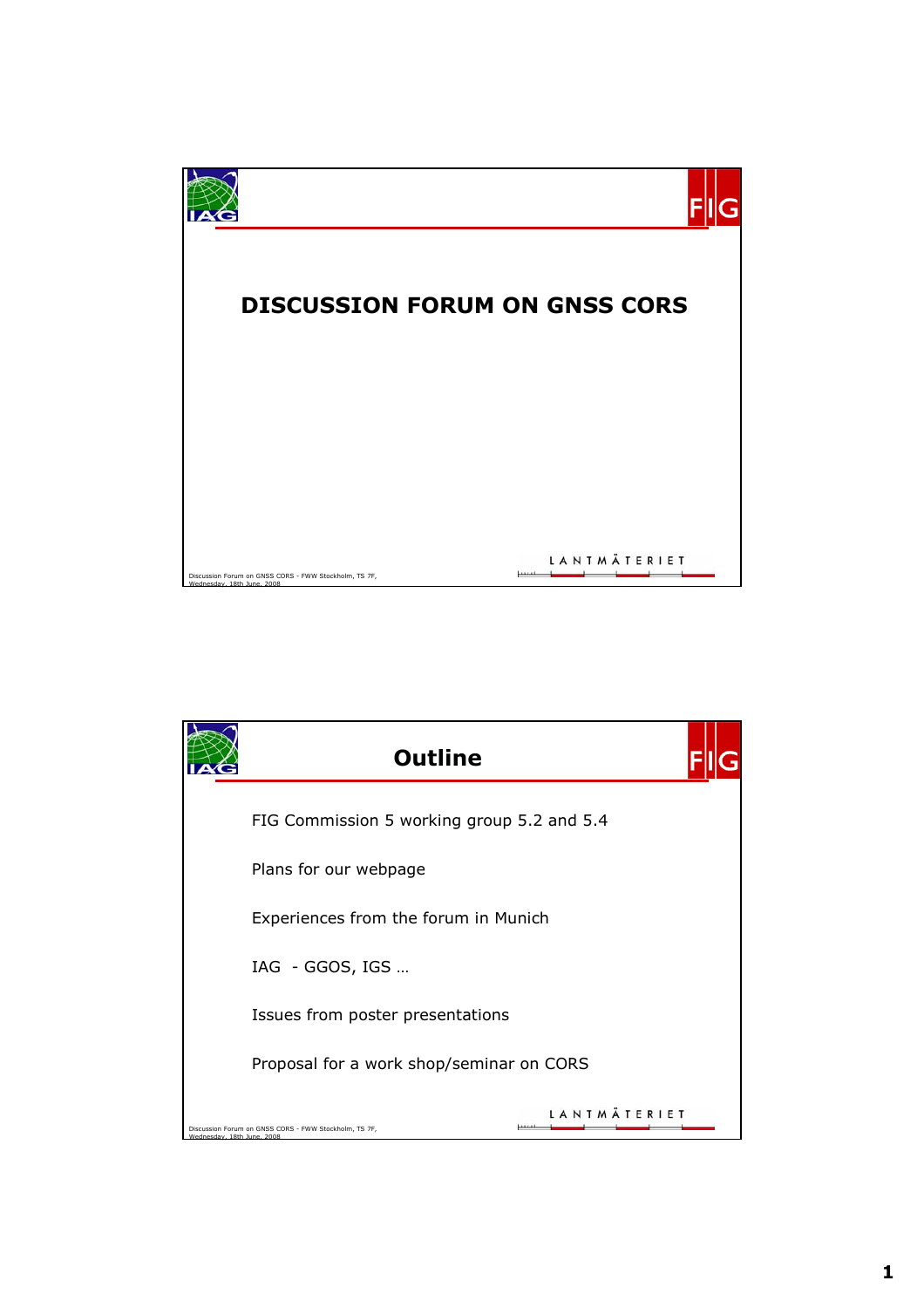# DISCUSSION FORUM ON GNSS CORS

## Outline

FIG Commission 5 working group 5.2 and 5.4

Plans for our webpage

Experiences from the forum in Munich

IAG - GGOS, IGS …

Issues from poster presentations

Proposal for a work shop/seminar on CORS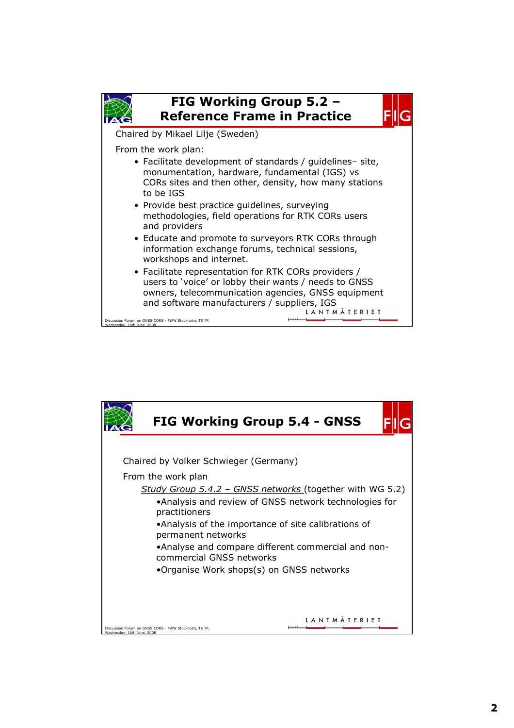## FIG Working Group 5.2 – Reference Frame in Practice

Chaired by Mikael Lilje (Sweden)

From the work plan:

- Facilitate development of standards / guidelines– site, monumentation, hardware, fundamental (IGS) vs CORs sites and then other, density, how many stations to be IGS
- Provide best practice guidelines, surveying methodologies, field operations for RTK CORs users and providers
- Educate and promote to surveyors RTK CORs through information exchange forums, technical sessions, workshops and internet.
- Facilitate representation for RTK CORs providers / users to 'voice' or lobby their wants / needs to GNSS owners, telecommunication agencies, GNSS equipment and software manufacturers / suppliers, IGS

LANTMÄTERIET

Discussion Forum on GNSS CORS - FWW Stockholm, TS 7F, Wednesday, 18th June, 2008

## FIG Working Group 5.4 - GNSS

Chaired by Volker Schwieger (Germany)

From the work plan

*Study Group 5.4.2 – GNSS networks* (together with WG 5.2)

- Analysis and review of GNSS network technologies for practitioners
- Analysis of the importance of site calibrations of permanent networks
- Analyse and compare different commercial and non-commercial GNSS networks
- Organise Work shops(s) on GNSS networks

LANTMÄTERIET

Discussion Forum on GNSS CORS - FWW Stockholm, TS 7F, Wednesday, 18th June, 2008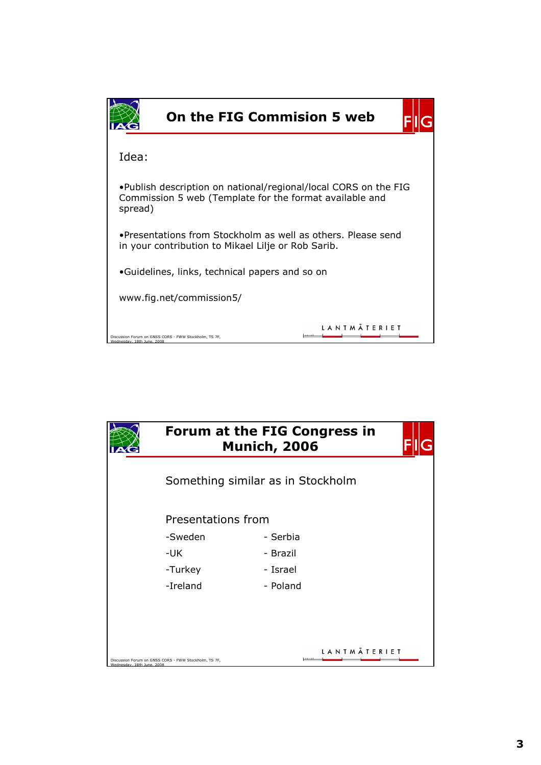## On the FIG Commision 5 web

Idea:

- Publish description on national/regional/local CORS on the FIG Commission 5 web (Template for the format available and spread)
- Presentations from Stockholm as well as others. Please send in your contribution to Mikael Lilje or Rob Sarib.
- Guidelines, links, technical papers and so on

www.fig.net/commission5/

## Forum at the FIG Congress in Munich, 2006

Something similar as in Stockholm

Presentations from

-Sweden
-UK
-Turkey
-Ireland
- Serbia
- Brazil
- Israel
- Poland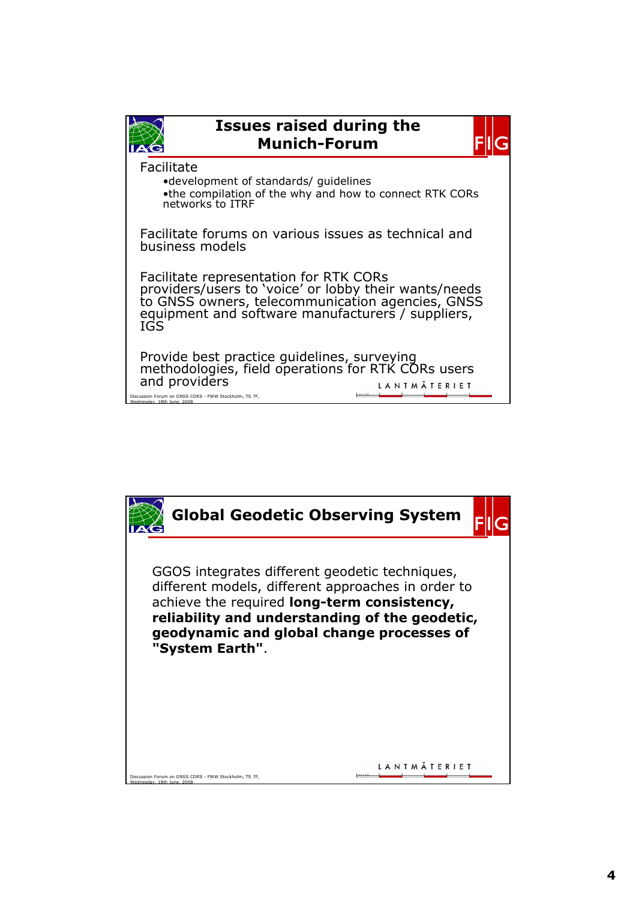## Issues raised during the Munich-Forum

Facilitate

- development of standards/ guidelines
- the compilation of the why and how to connect RTK CORs networks to ITRF

Facilitate forums on various issues as technical and business models

Facilitate representation for RTK CORs providers/users to 'voice' or lobby their wants/needs to GNSS owners, telecommunication agencies, GNSS equipment and software manufacturers / suppliers, IGS

Provide best practice guidelines, surveying methodologies, field operations for RTK CORs users and providers

## Global Geodetic Observing System

GGOS integrates different geodetic techniques, different models, different approaches in order to achieve the required **long-term consistency, reliability and understanding of the geodetic, geodynamic and global change processes of "System Earth"**.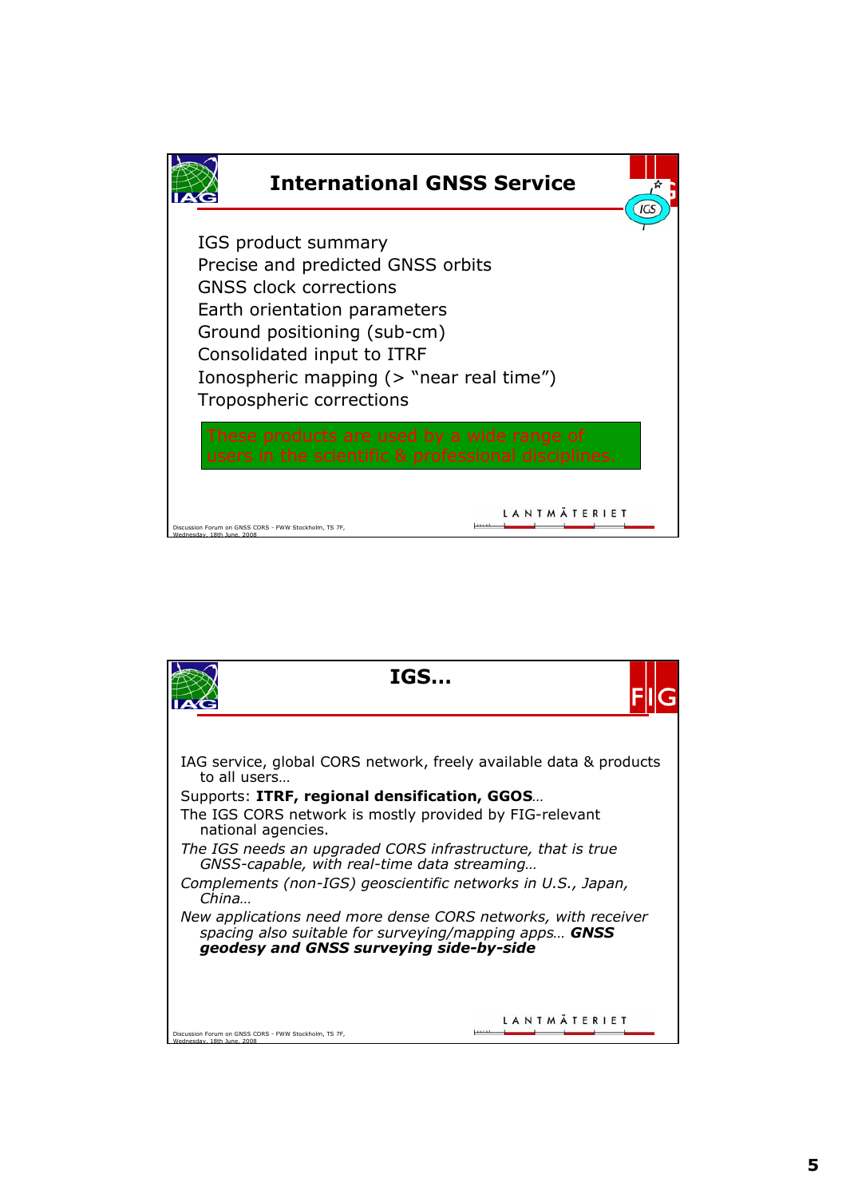## International GNSS Service

IGS product summary
Precise and predicted GNSS orbits
GNSS clock corrections
Earth orientation parameters
Ground positioning (sub-cm)
Consolidated input to ITRF
Ionospheric mapping (> "near real time")
Tropospheric corrections

These products are used by a wide range of users in the scientific & professional disciplines.

## IGS…

IAG service, global CORS network, freely available data & products to all users…

Supports: **ITRF, regional densification, GGOS**…

The IGS CORS network is mostly provided by FIG-relevant national agencies.

*The IGS needs an upgraded CORS infrastructure, that is true GNSS-capable, with real-time data streaming…*

*Complements (non-IGS) geoscientific networks in U.S., Japan, China…*

*New applications need more dense CORS networks, with receiver spacing also suitable for surveying/mapping apps…* ***GNSS geodesy and GNSS surveying side-by-side***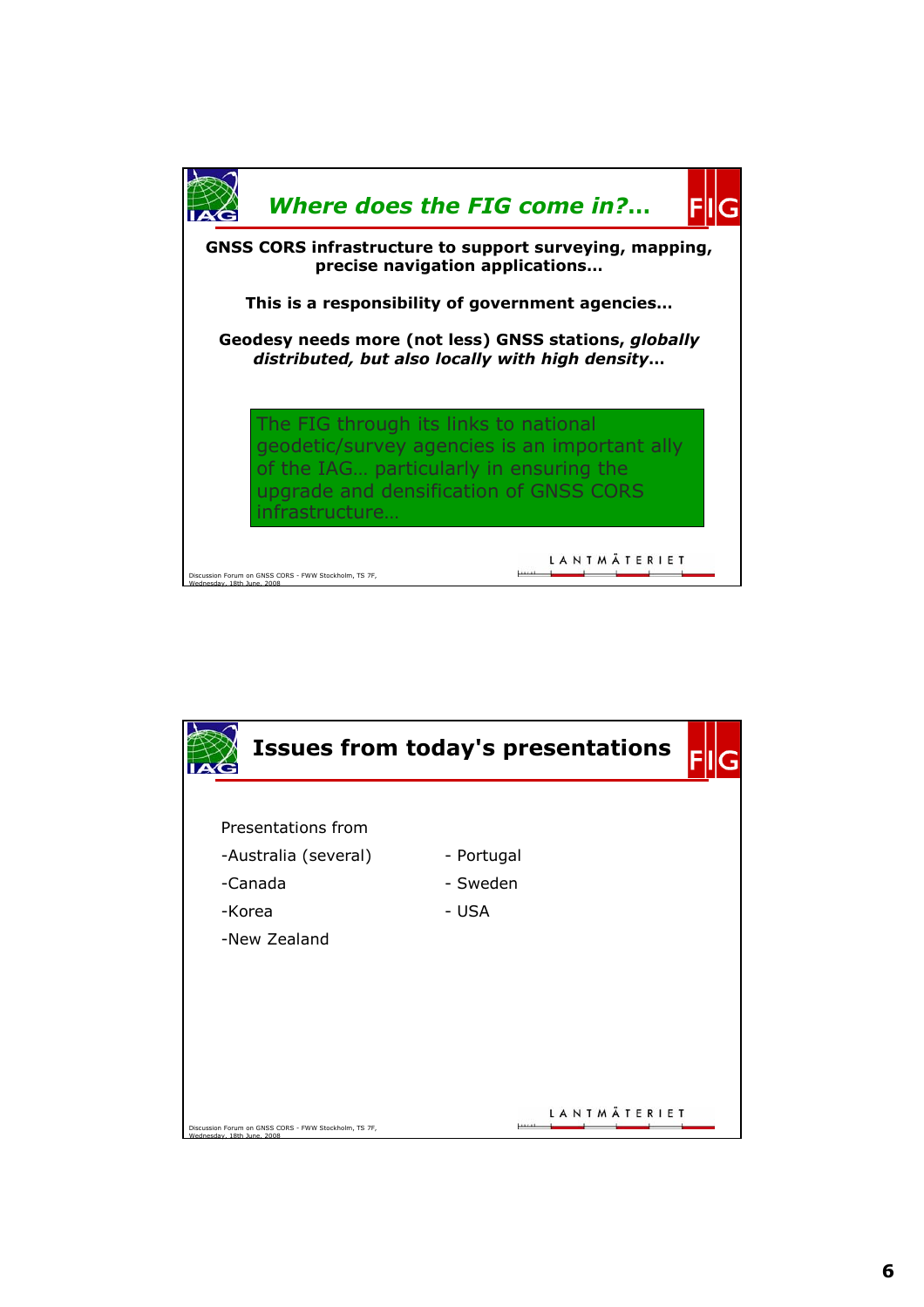## *Where does the FIG come in?…*

**GNSS CORS infrastructure to support surveying, mapping, precise navigation applications…**

**This is a responsibility of government agencies…**

**Geodesy needs more (not less) GNSS stations, *globally distributed, but also locally with high density*…**

The FIG through its links to national geodetic/survey agencies is an important ally of the IAG… particularly in ensuring the upgrade and densification of GNSS CORS infrastructure…

Discussion Forum on GNSS CORS - FWW Stockholm, TS 7F, Wednesday, 18th June, 2008

## Issues from today's presentations

Presentations from

- Australia (several)
- Canada
- Korea
- New Zealand
- Portugal
- Sweden
- USA

Discussion Forum on GNSS CORS - FWW Stockholm, TS 7F, Wednesday, 18th June, 2008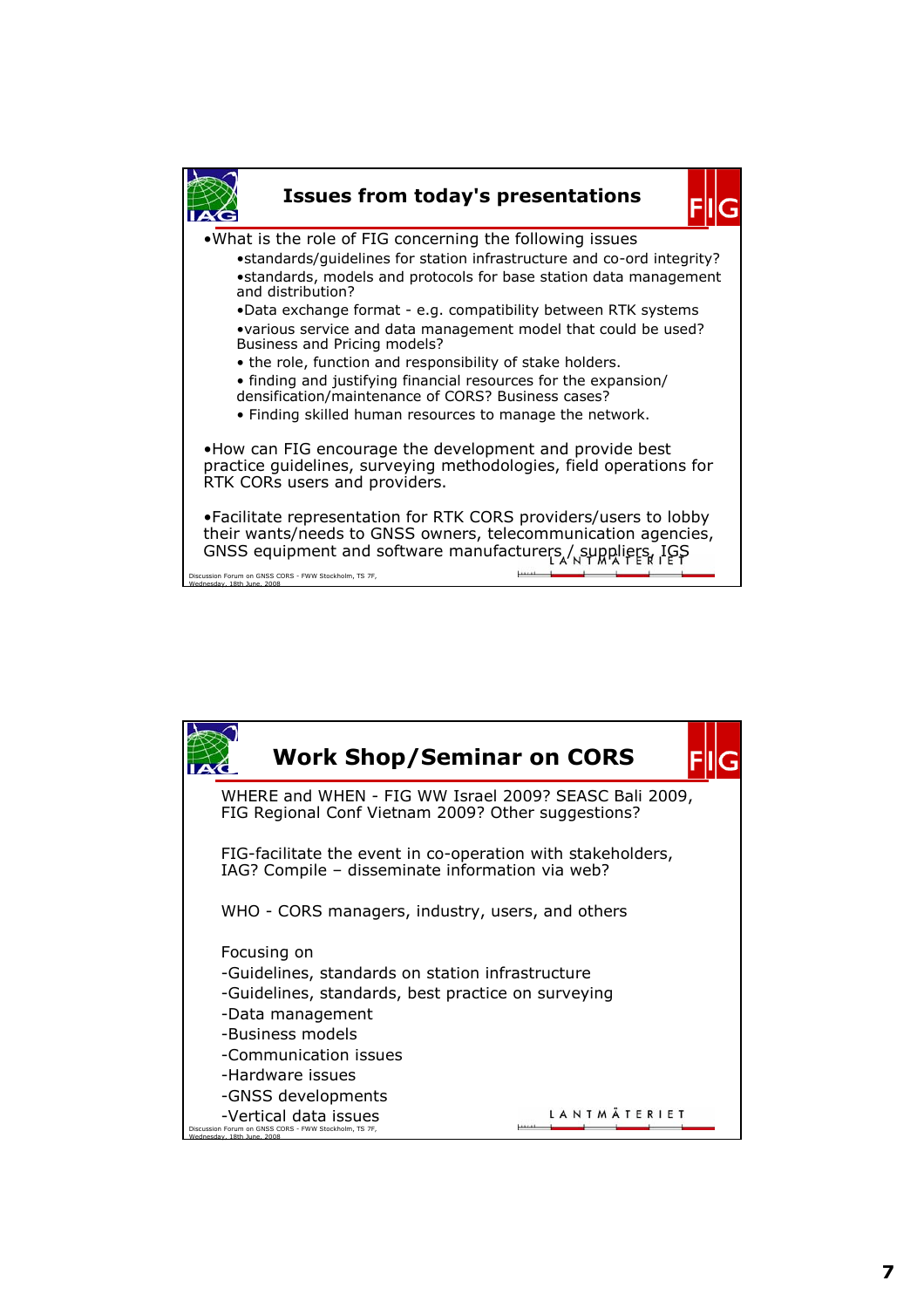## Issues from today's presentations

- What is the role of FIG concerning the following issues
  - standards/guidelines for station infrastructure and co-ord integrity?
  - standards, models and protocols for base station data management and distribution?
  - Data exchange format - e.g. compatibility between RTK systems
  - various service and data management model that could be used? Business and Pricing models?
  - the role, function and responsibility of stake holders.
  - finding and justifying financial resources for the expansion/ densification/maintenance of CORS? Business cases?
  - Finding skilled human resources to manage the network.
- How can FIG encourage the development and provide best practice guidelines, surveying methodologies, field operations for RTK CORs users and providers.
- Facilitate representation for RTK CORS providers/users to lobby their wants/needs to GNSS owners, telecommunication agencies, GNSS equipment and software manufacturers / suppliers, IGS

Discussion Forum on GNSS CORS - FWW Stockholm, TS 7F, Wednesday, 18th June, 2008

LANTMÄTERIET

## Work Shop/Seminar on CORS

WHERE and WHEN - FIG WW Israel 2009? SEASC Bali 2009, FIG Regional Conf Vietnam 2009? Other suggestions?

FIG-facilitate the event in co-operation with stakeholders, IAG? Compile – disseminate information via web?

WHO - CORS managers, industry, users, and others

Focusing on

- Guidelines, standards on station infrastructure
- Guidelines, standards, best practice on surveying
- Data management
- Business models
- Communication issues
- Hardware issues
- GNSS developments
- Vertical data issues

Discussion Forum on GNSS CORS - FWW Stockholm, TS 7F, Wednesday, 18th June, 2008

LANTMÄTERIET